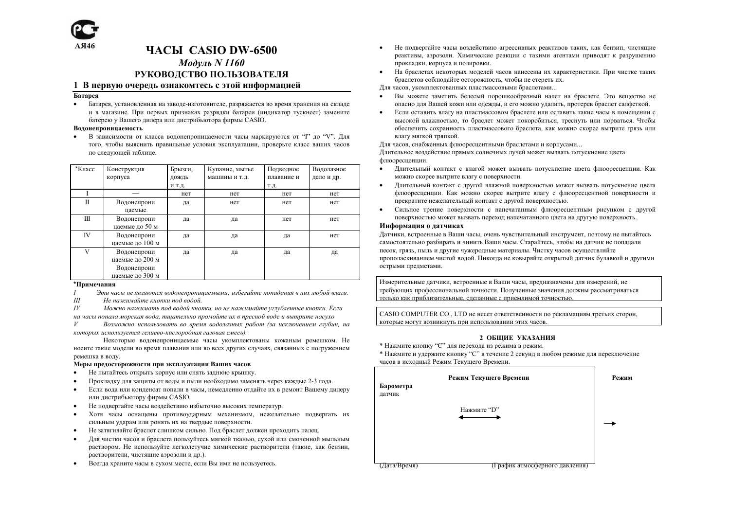АЯ46

# ЧАСЫ CASIO DW-6500

*Модуль N 1160*

## РУКОВОДСТВО ПОЛЬЗОВАТЕЛЯ

## 1 В первую очередь ознакомтесь с этой информацией

**Батарея**

- Батарея, установленная на заводе-изготовителе, разряжается во время хранения на складе и в магазине. При первых признаках разрядки батареи (индикатор тускнеет) замените батерею у Вашего дилера или дистрибьютора фирмы CASIO.

**Водонепроницаемость**

- В зависимости от класса водонепроницаемости часы маркируются от "I" до "V". Для того, чтобы выяснить правильные условия эксплуатации, проверьте класс ваших часов по следующей таблице.

| *Класс | Конструкция корпуса | Брызги, дождь и т.д. | Купание, мытье машины и т.д. | Подводное плавание и т.д. | Водолазное дело и др. |
|---|---|---|---|---|---|
| I | — | нет | нет | нет | нет |
| II | Водонепроницаемые | да | нет | нет | нет |
| III | Водонепроницаемые до 50 м | да | да | нет | нет |
| IV | Водонепроницаемые до 100 м | да | да | да | нет |
| V | Водонепроницаемые до 200 м Водонепроницаемые до 300 м | да | да | да | да |

**\*Примечания**

*I Эти часы не являются водонепроницаемыми; избегайте попадания в них любой влаги.*

*III Не нажимайте кнопки под водой.*

*IV Можно нажимать под водой кнопки, но не нажимайте углубленные кнопки. Если на часы попала морская вода, тщательно промойте их в пресной воде и вытрите насухо*

*V Возможно использовать во время водолазных работ (за исключением глубин, на которых используется гелиево-кислородная газовая смесь).*

Некоторые водонепроницаемые часы укомплектованы кожаным ремешком. Не носите такие модели во время плавания или во всех других случаях, связанных с погружением ремешка в воду.

**Меры предосторожности при эксплуатации Ваших часов**

- Не пытайтесь открыть корпус или снять заднюю крышку.
- Прокладку для защиты от воды и пыли необходимо заменять через каждые 2-3 года.
- Если вода или конденсат попали в часы, немедленно отдайте их в ремонт Вашему дилеру или дистрибьютору фирмы CASIO.
- Не подвергайте часы воздействию избыточно высоких температур.
- Хотя часы оснащены противоударным механизмом, нежелательно подвергать их сильным ударам или ронять их на твердые поверхности.
- Не затягивайте браслет слишком сильно. Под браслет должен проходить палец.
- Для чистки часов и браслета пользуйтесь мягкой тканью, сухой или смоченной мыльным раствором. Не используйте легколетучие химические растворители (такие, как бензин, растворители, чистящие аэрозоли и др.).
- Всегда храните часы в сухом месте, если Вы ими не пользуетесь.
- Не подвергайте часы воздействию агрессивных реактивов таких, как бензин, чистящие реактивы, аэрозоли. Химические реакции с такими агентами приводят к разрушению прокладки, корпуса и полировки.
- На браслетах некоторых моделей часов нанесены их характеристики. При чистке таких браслетов соблюдайте осторожность, чтобы не стереть их.

Для часов, укомплектованных пластмассовыми браслетами...

- Вы можете заметить белесый порошкообразный налет на браслете. Это вещество не опасно для Вашей кожи или одежды, и его можно удалить, протерев браслет салфеткой.
- Если оставить влагу на пластмассовом браслете или оставить такие часы в помещении с высокой влажностью, то браслет может покоробиться, треснуть или порваться. Чтобы обеспечить сохранность пластмассового браслета, как можно скорее вытрите грязь или влагу мягкой тряпкой.

Для часов, снабженных флюоресцентными браслетами и корпусами...

Длительное воздействие прямых солнечных лучей может вызвать потускнение цвета флюоресценции.

- Длительный контакт с влагой может вызвать потускнение цвета флюоресценции. Как можно скорее вытрите влагу с поверхности.
- Длительный контакт с другой влажной поверхностью может вызвать потускнение цвета флюоресценции. Как можно скорее вытрите влагу с флюоресцентной поверхности и прекратите нежелательный контакт с другой поверхностью.
- Сильное трение поверхности с напечатанным флюоресцентным рисунком с другой поверхностью может вызвать переход напечатанного цвета на другую поверхность.

**Информация о датчиках**

Датчики, встроенные в Ваши часы, очень чувствительный инструмент, поэтому не пытайтесь самостоятельно разбирать и чинить Ваши часы. Старайтесь, чтобы на датчик не попадали песок, грязь, пыль и другие чужеродные материалы. Чистку часов осуществляйте прополаскиванием чистой водой. Никогда не ковыряйте открытый датчик булавкой и другими острыми предметами.

Измерительные датчики, встроенные в Ваши часы, предназначены для измерений, не требующих профессиональной точности. Полученные значения должны рассматриваться только как приблизительные, сделанные с приемлимой точностью.

CASIO COMPUTER CO., LTD не несет ответственности по рекламациям третьих сторон, которые могут возникнуть при использовании этих часов.

## 2 ОБЩИЕ УКАЗАНИЯ

\* Нажмите кнопку "C" для перехода из режима в режим.

\* Нажмите и удержите кнопку "C" в течение 2 секунд в любом режиме для переключение часов в исходный Режим Текущего Времени.

Режим Текущего Времени — Нажмите "D" — Режим Барометра датчик

(Дата/Время) (График атмосферного давления)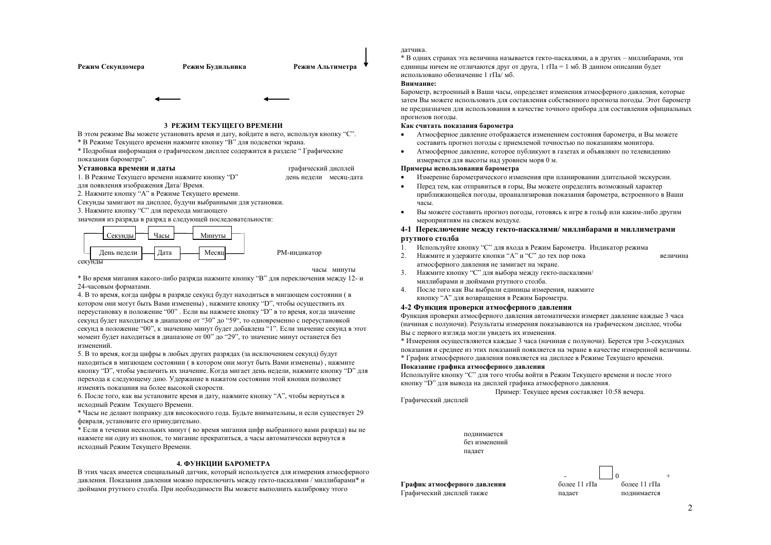Режим Секундомера　　Режим Будильника　　Режим Альтиметра

## 3 РЕЖИМ ТЕКУЩЕГО ВРЕМЕНИ

В этом режиме Вы можете установить время и дату, войдите в него, используя кнопку "С".

* В Режиме Текущего времени нажмите кнопку "В" для подсветки экрана.

* Подробная информация о графическом дисплее содержится в разделе " Графические показания барометра".

### Установка времени и даты

графический дисплей
день недели　месяц-дата

1. В Режиме Текущего времени нажмите кнопку "D" для появления изображения Дата/ Время.

2. Нажмите кнопку "А" в Режиме Текущего времени.

Секунды замигают на дисплее, будучи выбранными для установки.

3. Нажмите кнопку "С" для перехода мигающего значения из разряда в разряд в следующей последовательности:

Секунды → Часы → Минуты → Месяц → Дата → День недели → секунды

PM-индикатор

часы　минуты

* Во время мигания какого-либо разряда нажмите кнопку "В" для переключения между 12- и 24-часовым форматами.

4. В то время, когда цифры в разряде секунд будут находиться в мигающем состоянии ( в котором они могут быть Вами изменены) , нажмите кнопку "D", чтобы осуществить их переустановку в положение "00" . Если вы нажмете кнопку "D" в то время, когда значение секунд будет находиться в диапазоне от "30" до "59", то одновременно с переустановкой секунд в положение "00", к значению минут будет добавлена "1". Если значение секунд в этот момент будет находиться в диапазоне от 00" до "29", то значение минут останется без изменений.

5. В то время, когда цифры в любых других разрядах (за исключением секунд) будут находиться в мигающем состоянии ( в котором они могут быть Вами изменены) , нажмите кнопку "D", чтобы увеличить их значение. Когда мигает день недели, нажмите кнопку "D" для перехода к следующему дню. Удержание в нажатом состоянии этой кнопки позволяет изменять показания на более высокой скорости.

6. После того, как вы установите время и дату, нажмите кнопку "А", чтобы вернуться в исходный Режим Текущего Времени.

* Часы не делают поправку для високосного года. Будьте внимательны, и если существует 29 февраля, установите его принудительно.

* Если в течении нескольких минут ( во время мигания цифр выбранного вами разряда) вы не нажмете ни одну из кнопок, то мигание прекратиться, а часы автоматически вернутся в исходный Режим Текущего Времени.

## 4. ФУНКЦИИ БАРОМЕТРА

В этих часах имеется специальный датчик, который используется для измерения атмосферного давления. Показания давления можно переключить между гекто-паскалями / миллибарами* и дюймами ртутного столба. При необходимости Вы можете выполнить калибровку этого датчика.

* В одних странах эта величина называется гекто-паскалями, а в других – миллибарами, эти единицы ничем не отличаются друг от друга, 1 гПа = 1 мб. В данном описании будет использовано обозначение 1 гПа/ мб.

**Внимание:**

Барометр, встроенный в Ваши часы, определяет изменения атмосферного давления, которые затем Вы можете использовать для составления собственного прогноза погоды. Этот барометр не предназначен для использования в качестве точного прибора для составления официальных прогнозов погоды.

**Как считать показания барометра**

- Атмосферное давление отображается изменением состояния барометра, и Вы можете составить прогноз погоды с приемлемой точностью по показаниям монитора.
- Атмосферное давление, которое публикуют в газетах и объявляют по телевидению измеряется для высоты над уровнем моря 0 м.

**Примеры использования барометра**

- Измерение барометрического изменения при планировании длительной экскурсии.
- Перед тем, как отправиться в горы, Вы можете определить возможный характер приближающейся погоды, проанализировав показания барометра, встроенного в Ваши часы.
- Вы можете составить прогноз погоды, готовясь к игре в гольф или каким-либо другим мероприятиям на свежем воздухе.

### 4-1 Переключение между гекто-паскалями/ миллибарами и миллиметрами ртутного столба

1. Используйте кнопку "С" для входа в Режим Барометра. Индикатор режима
2. Нажмите и удержите кнопки "А" и "С" до тех пор пока　　величина атмосферного давления не замигает на экране.
3. Нажмите кнопку "С" для выбора между гекто-паскалями/ миллибарами и дюймами ртутного столба.
4. После того как Вы выбрали единицы измерения, нажмите кнопку "А" для возвращения в Режим Барометра.

### 4-2 Функция проверки атмосферного давления

Функция проверки атмосферного давления автоматически измеряет давление каждые 3 часа (начиная с полуночи). Результаты измерения показываются на графическом дисплее, чтобы Вы с первого взгляда могли увидеть их изменения.

* Измерения осуществляются каждые 3 часа (начиная с полуночи). Берется три 3-секундных показания и среднее из этих показаний появляется на экране в качестве измеренной величины.

* График атмосферного давления появляется на дисплее в Режиме Текущего времени.

**Показание графика атмосферного давления**

Используйте кнопку "С" для того чтобы войти в Режим Текущего времени и после этого кнопку "D" для вывода на дисплей графика атмосферного давления.

Пример: Текущее время составляет 10:58 вечера.

Графический дисплей

поднимается
без изменений
падает

-　0　+

более 11 гПа падает　　более 11 гПа поднимается

**График атмосферного давления**

Графический дисплей также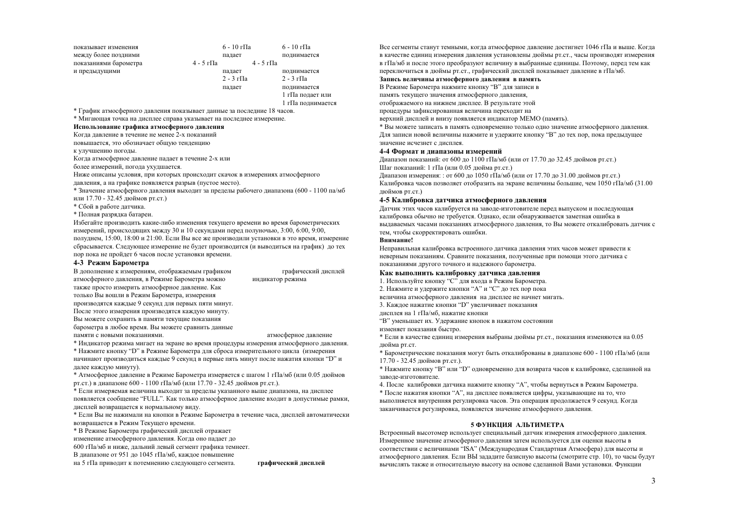| показывает изменения между более поздними показаниями барометра и предыдущими | 6 - 10 гПа падает | 6 - 10 гПа поднимается |
|---|---|---|
| | 4 - 5 гПа падает | 4 - 5 гПа поднимается |
| | 2 - 3 гПа падает | 2 - 3 гПа поднимается |
| | | 1 гПа подает или 1 гПа поднимается |

* График атмосферного давления показывает данные за последние 18 часов.
* Мигающая точка на дисплее справа указывает на последнее измерение.

**Использование графика атмосферного давления**

Когда давление в течение не менее 2-х показаний повышается, это обозначает общую тенденцию к улучшению погоды.

Когда атмосферное давление падает в течение 2-х или более измерений, погода ухудшается.

Ниже описаны условия, при которых происходит скачок в измерениях атмосферного давления, а на графике появляется разрыв (пустое место).

* Значение атмосферного давления выходит за пределы рабочего диапазона (600 - 1100 па/мб или 17.70 - 32.45 дюймов рт.ст.)
* Сбой в работе датчика.
* Полная разрядка батареи.

Избегайте производить какие-либо изменения текущего времени во время барометрических измерений, происходящих между 30 и 10 секундами перед полуночью, 3:00, 6:00, 9:00, полуднем, 15:00, 18:00 и 21:00. Если Вы все же производили установки в это время, измерение сбрасывается. Следующее измерение не будет производится (и выводиться на график) до тех пор пока не пройдет 6 часов после установки времени.

### 4-3 Режим Барометра

В дополнение к измерениям, отображаемым графиком атмосферного давления, в Режиме Барометра можно также просто измерить атмосферное давление. Как только Вы вошли в Режим Барометра, измерения производятся каждые 9 секунд для первых пяти минут. После этого измерения производятся каждую минуту. Вы можете сохранить в памяти текущие показания барометра в любое время. Вы можете сравнить данные памяти с новыми показаниями.

графический дисплей

индикатор режима

атмосферное давление

* Индикатор режима мигает на экране во время процедуры измерения атмосферного давления.
* Нажмите кнопку "D" в Режиме Барометра для сброса измерительного цикла (измерения начинают производиться каждые 9 секунд в первые пять минут после нажатия кнопки "D" и далее каждую минуту).
* Атмосферное давление в Режиме Барометра измеряется с шагом 1 гПа/мб (или 0.05 дюймов рт.ст.) в диапазоне 600 - 1100 гПа/мб (или 17.70 - 32.45 дюймов рт.ст.).
* Если измеряемая величина выходит за пределы указанного выше диапазона, на дисплее появляется сообщение "FULL". Как только атмосферное давление входит в допустимые рамки, дисплей возвращается к нормальному виду.
* Если Вы не нажимали на кнопки в Режиме Барометра в течение часа, дисплей автоматически возвращается в Режим Текущего времени.
* В Режиме Барометра графический дисплей отражает изменение атмосферного давления. Когда оно падает до 600 гПа/мб и ниже, дальний левый сегмент графика темнеет. В диапазоне от 951 до 1045 гПа/мб, каждое повышение на 5 гПа приводит к потемнению следующего сегмента.

**графический дисплей**

Все сегменты станут темными, когда атмосферное давление достигнет 1046 гПа и выше. Когда в качестве единиц измерения давления установлены дюймы рт.ст., часы производят измерения в гПа/мб и после этого преобразуют величину в выбранные единицы. Поэтому, перед тем как переключиться в дюймы рт.ст., графический дисплей показывает давление в гПа/мб.

**Запись величины атмосферного давления в память**

В Режиме Барометра нажмите кнопку "B" для записи в память текущего значения атмосферного давления, отображаемого на нижнем дисплее. В результате этой процедуры зафиксированная величина переходит на верхний дисплей и внизу появляется индикатор MEMO (память).

* Вы можете записать в память одновременно только одно значение атмосферного давления. Для записи новой величины нажмите и удержите кнопку "B" до тех пор, пока предыдущее значение исчезнет с дисплея.

### 4-4 Формат и диапазоны измерений

Диапазон показаний: от 600 до 1100 гПа/мб (или от 17.70 до 32.45 дюймов рт.ст.)
Шаг показаний: 1 гПа (или 0.05 дюйма рт.ст.)
Диапазон измерения: : от 600 до 1050 гПа/мб (или от 17.70 до 31.00 дюймов рт.ст.)
Калибровка часов позволяет отобразить на экране величины большие, чем 1050 гПа/мб (31.00 дюймов рт.ст.)

### 4-5 Калибровка датчика атмосферного давления

Датчик этих часов калибруется на заводе-изготовителе перед выпуском и последующая калибровка обычно не требуется. Однако, если обнаруживается заметная ошибка в выдаваемых часами показаниях атмосферного давления, то Вы можете откалибровать датчик с тем, чтобы скорректировать ошибки.

**Внимание!**

Неправильная калибровка встроенного датчика давления этих часов может привести к неверным показаниям. Сравните показания, полученные при помощи этого датчика с показаниями другого точного и надежного барометра.

**Как выполнить калибровку датчика давления**

1. Используйте кнопку "C" для входа в Режим Барометра.
2. Нажмите и удержите кнопки "A" и "C" до тех пор пока величина атмосферного давления на дисплее не начнет мигать.
3. Каждое нажатие кнопки "D" увеличивает показания дисплея на 1 гПа/мб, нажатие кнопки "B" уменьшает их. Удержание кнопок в нажатом состоянии изменяет показания быстро.

* Если в качестве единиц измерения выбраны дюймы рт.ст., показания изменяются на 0.05 дюйма рт.ст.
* Барометрические показания могут быть откалиброваны в диапазоне 600 - 1100 гПа/мб (или 17.70 - 32.45 дюймов рт.ст.).
* Нажмите кнопку "B" или "D" одновременно для возврата часов к калибровке, сделанной на заводе-изготовителе.

4. После калибровки датчика нажмите кнопку "A", чтобы вернуться в Режим Барометра.

* После нажатия кнопки "A", на дисплее появляется цифры, указывающие на то, что выполняется внутренняя регулировка часов. Эта операция продолжается 9 секунд. Когда заканчивается регулировка, появляется значение атмосферного давления.

## 5 ФУНКЦИЯ АЛЬТИМЕТРА

Встроенный высотомер использует специальный датчик измерения атмосферного давления. Измеренное значение атмосферного давления затем используется для оценки высоты в соответствии с величинами "ISA" (Международная Стандартная Атмосфера) для высоты и атмосферного давления. Если ВЫ зададите базисную высоты (смотрите стр. 10), то часы будут вычислять также и относительную высоту на основе сделанной Вами установки. Функции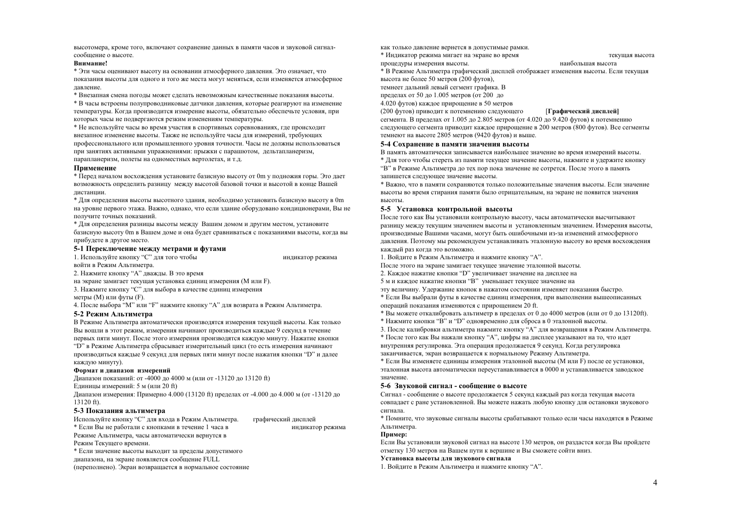высотомера, кроме того, включают сохранение данных в памяти часов и звуковой сигнал-сообщение о высоте.

**Внимание!**

* Эти часы оценивают высоту на основании атмосферного давления. Это означает, что показания высоты для одного и того же места могут меняться, если изменяется атмосферное давление.

* Внезапная смена погоды может сделать невозможным качественные показания высоты.

* В часы встроены полупроводниковые датчики давления, которые реагируют на изменение температуры. Когда производится измерение высоты, обязательно обеспечьте условия, при которых часы не подвергаются резким изменениям температуры.

* Не используйте часы во время участия в спортивных соревнованиях, где происходит внезапное изменение высоты. Также не используйте часы для измерений, требующих профессионального или промышленного уровня точности. Часы не должны использоваться при занятиях активными упражнениями: прыжки с парашютом, дельтапланеризм, парапланеризм, полеты на одноместных вертолетах, и т.д.

### Применение

* Перед началом восхождения установите базисную высоту от 0m у подножия горы. Это дает возможность определить разницу между высотой базовой точки и высотой в конце Вашей дистанции.

* Для определения высоты высотного здания, необходимо установить базисную высоту в 0m на уровне первого этажа. Важно, однако, что если здание оборудовано кондиционерами, Вы не получите точных показаний.

* Для определения разницы высоты между Вашим домом и другим местом, установите базисную высоту 0m в Вашем доме и она будет сравниваться с показаниями высоты, когда вы прибудете в другое место.

### 5-1 Переключение между метрами и футами

1. Используйте кнопку "C" для того чтобы войти в Режим Альтиметра.

индикатор режима

2. Нажмите кнопку "A" дважды. В это время на экране замигает текущая установка единиц измерения (M или F).

3. Нажмите кнопку "C" для выбора в качестве единиц измерения метры (M) или футы (F).

4. После выбора "M" или "F" нажмите кнопку "A" для возврата в Режим Альтиметра.

### 5-2 Режим Альтиметра

В Режиме Альтиметра автоматически производятся измерения текущей высоты. Как только Вы вошли в этот режим, измерения начинают производиться каждые 9 секунд в течение первых пяти минут. После этого измерения производятся каждую минуту. Нажатие кнопки "D" в Режиме Альтиметра сбрасывает измерительный цикл (то есть измерения начинают производиться каждые 9 секунд для первых пяти минут после нажатия кнопки "D" и далее каждую минуту).

**Формат и диапазон измерений**

Диапазон показаний: от -4000 до 4000 м (или от -13120 до 13120 ft)

Единицы измерений: 5 м (или 20 ft)

Диапазон измерения: Примерно 4.000 (13120 ft) пределах от -4.000 до 4.000 м (от -13120 до 13120 ft).

### 5-3 Показания альтиметра

Используйте кнопку "C" для входа в Режим Альтиметра.

графический дисплей

индикатор режима

* Если Вы не работали с кнопками в течение 1 часа в Режиме Альтиметра, часы автоматически вернутся в Режим Текущего времени.

* Если значение высоты выходит за пределы допустимого диапазона, на экране появляется сообщение FULL (переполнено). Экран возвращается в нормальное состояние как только давление вернется в допустимые рамки.

* Индикатор режима мигает на экране во время процедуры измерения высоты.

текущая высота

наибольшая высота

* В Режиме Альтиметра графический дисплей отображает изменения высоты. Если текущая высота не более 50 метров (200 футов), темнеет дальний левый сегмент графика. В пределах от 50 до 1.005 метров (от 200 до 4.020 футов) каждое приращение в 50 метров (200 футов) приводит к потемнению следующего сегмента. В пределах от 1.005 до 2.805 метров (от 4.020 до 9.420 футов) к потемнению следующего сегмента приводит каждое приращение в 200 метров (800 футов). Все сегменты темнеют на высоте 2805 метров (9420 футов) и выше.

[**Графический дисплей**]

### 5-4 Сохранение в памяти значения высоты

В память автоматически записывается наибольшее значение во время измерений высоты.

* Для того чтобы стереть из памяти текущее значение высоты, нажмите и удержите кнопку "B" в Режиме Альтиметра до тех пор пока значение не сотрется. После этого в память запишется следующее значение высоты.

* Важно, что в памяти сохраняются только положительные значения высоты. Если значение высоты во время стирания памяти было отрицательным, на экране не появится значения высоты.

### 5-5 Установка контрольной высоты

После того как Вы установили контрольную высоту, часы автоматически высчитывают разницу между текущим значением высоты и установленным значением. Измерения высоты, производимые Вашими часами, могут быть ошибочными из-за изменений атмосферного давления. Поэтому мы рекомендуем устанавливать эталонную высоту во время восхождения каждый раз когда это возможно.

1. Войдите в Режим Альтиметра и нажмите кнопку "A".

После этого на экране замигает текущее значение эталонной высоты.

2. Каждое нажатие кнопки "D" увеличивает значение на дисплее на 5 м и каждое нажатие кнопки "B" уменьшает текущее значение на эту величину. Удержание кнопок в нажатом состоянии изменяет показания быстро.

* Если Вы выбрали футы в качестве единиц измерения, при выполнении вышеописанных операций показания изменяются с приращением 20 ft.

* Вы можете откалибровать альтиметр в пределах от 0 до 4000 метров (или от 0 до 13120ft).

* Нажмите кнопки "B" и "D" одновременно для сброса в 0 эталонной высоты.

3. После калибровки альтиметра нажмите кнопку "A" для возвращения в Режим Альтиметра.

* После того как Вы нажали кнопку "A", цифры на дисплее указывают на то, что идет внутренняя регулировка. Эта операция продолжается 9 секунд. Когда регулировка заканчивается, экран возвращается к нормальному Режиму Альтиметра.

* Если Вы изменяете единицы измерения эталонной высоты (M или F) после ее установки, эталонная высота автоматически переустанавливается в 0000 и устанавливается заводское значение.

### 5-6 Звуковой сигнал - сообщение о высоте

Сигнал - сообщение о высоте продолжается 5 секунд каждый раз когда текущая высота совпадает с ране установленной. Вы можете нажать любую кнопку для остановки звукового сигнала.

* Помните, что звуковые сигналы высоты срабатывают только если часы находятся в Режиме Альтиметра.

**Пример:**

Если Вы установили звуковой сигнал на высоте 130 метров, он раздастся когда Вы пройдете отметку 130 метров на Вашем пути к вершине и Вы сможете сойти вниз.

**Установка высоты для звукового сигнала**

1. Войдите в Режим Альтиметра и нажмите кнопку "A".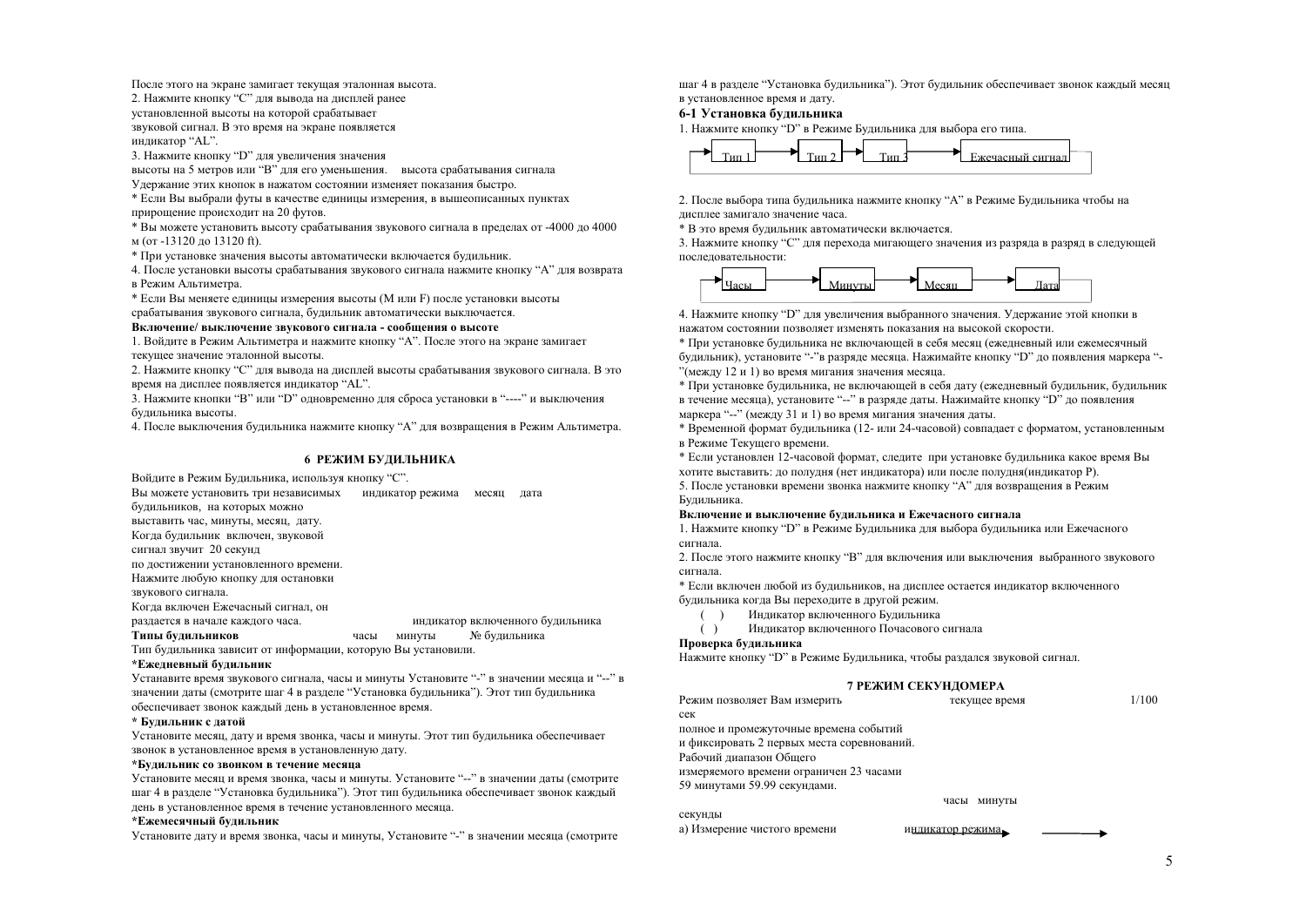После этого на экране замигает текущая эталонная высота.

2. Нажмите кнопку "C" для вывода на дисплей ранее установленной высоты на которой срабатывает звуковой сигнал. В это время на экране появляется индикатор "AL".

3. Нажмите кнопку "D" для увеличения значения высоты на 5 метров или "B" для его уменьшения. высота срабатывания сигнала

Удержание этих кнопок в нажатом состоянии изменяет показания быстро.

* Если Вы выбрали футы в качестве единицы измерения, в вышеописанных пунктах прирощение происходит на 20 футов.

* Вы можете установить высоту срабатывания звукового сигнала в пределах от -4000 до 4000 м (от -13120 до 13120 ft).

* При установке значения высоты автоматически включается будильник.

4. После установки высоты срабатывания звукового сигнала нажмите кнопку "A" для возврата в Режим Альтиметра.

* Если Вы меняете единицы измерения высоты (M или F) после установки высоты срабатывания звукового сигнала, будильник автоматически выключается.

**Включение/ выключение звукового сигнала - сообщения о высоте**

1. Войдите в Режим Альтиметра и нажмите кнопку "A". После этого на экране замигает текущее значение эталонной высоты.

2. Нажмите кнопку "C" для вывода на дисплей высоты срабатывания звукового сигнала. В это время на дисплее появляется индикатор "AL".

3. Нажмите кнопки "B" или "D" одновременно для сброса установки в "----" и выключения будильника высоты.

4. После выключения будильника нажмите кнопку "A" для возвращения в Режим Альтиметра.

## 6 РЕЖИМ БУДИЛЬНИКА

Войдите в Режим Будильника, используя кнопку "C".

Вы можете установить три независимых будильников, на которых можно выставить час, минуты, месяц, дату. индикатор режима месяц дата

Когда будильник включен, звуковой сигнал звучит 20 секунд по достижении установленного времени.

Нажмите любую кнопку для остановки звукового сигнала.

Когда включен Ежечасный сигнал, он раздается в начале каждого часа. индикатор включенного будильника

**Типы будильников** часы минуты № будильника

Тип будильника зависит от информации, которую Вы установили.

**\*Ежедневный будильник**

Устанавите время звукового сигнала, часы и минуты Установите "-" в значении месяца и "--" в значении даты (смотрите шаг 4 в разделе "Установка будильника"). Этот тип будильника обеспечивает звонок каждый день в установленное время.

**\* Будильник с датой**

Установите месяц, дату и время звонка, часы и минуты. Этот тип будильника обеспечивает звонок в установленное время в установленную дату.

**\*Будильник со звонком в течение месяца**

Установите месяц и время звонка, часы и минуты. Установите "--" в значении даты (смотрите шаг 4 в разделе "Установка будильника"). Этот тип будильника обеспечивает звонок каждый день в установленное время в течение установленного месяца.

**\*Ежемесячный будильник**

Установите дату и время звонка, часы и минуты, Установите "-" в значении месяца (смотрите шаг 4 в разделе "Установка будильника"). Этот будильник обеспечивает звонок каждый месяц в установленное время и дату.

### 6-1 Установка будильника

1. Нажмите кнопку "D" в Режиме Будильника для выбора его типа.

Тип 1 → Тип 2 → Тип 3 → Ежечасный сигнал

2. После выбора типа будильника нажмите кнопку "A" в Режиме Будильника чтобы на дисплее замигало значение часа.

* В это время будильник автоматически включается.

3. Нажмите кнопку "C" для перехода мигающего значения из разряда в разряд в следующей последовательности:

Часы → Минуты → Месяц → Дата

4. Нажмите кнопку "D" для увеличения выбранного значения. Удержание этой кнопки в нажатом состоянии позволяет изменять показания на высокой скорости.

* При установке будильника не включающей в себя месяц (ежедневный или ежемесячный будильник), установите "-"в разряде месяца. Нажимайте кнопку "D" до появления маркера "-"(между 12 и 1) во время мигания значения месяца.

* При установке будильника, не включающей в себя дату (ежедневный будильник, будильник в течение месяца), установите "--" в разряде даты. Нажимайте кнопку "D" до появления маркера "--" (между 31 и 1) во время мигания значения даты.

* Временной формат будильника (12- или 24-часовой) совпадает с форматом, установленным в Режиме Текущего времени.

* Если установлен 12-часовой формат, следите при установке будильника какое время Вы хотите выставить: до полудня (нет индикатора) или после полудня(индикатор P).

5. После установки времени звонка нажмите кнопку "A" для возвращения в Режим Будильника.

**Включение и выключение будильника и Ежечасного сигнала**

1. Нажмите кнопку "D" в Режиме Будильника для выбора будильника или Ежечасного сигнала.

2. После этого нажмите кнопку "B" для включения или выключения выбранного звукового сигнала.

* Если включен любой из будильников, на дисплее остается индикатор включенного будильника когда Вы переходите в другой режим.

( ) Индикатор включенного Будильника

( ) Индикатор включенного Почасового сигнала

**Проверка будильника**

Нажмите кнопку "D" в Режиме Будильника, чтобы раздался звуковой сигнал.

## 7 РЕЖИМ СЕКУНДОМЕРА

Режим позволяет Вам измерить полное и промежуточные времена событий и фиксировать 2 первых места соревнований. текущее время 1/100 сек

Рабочий диапазон Общего измеряемого времени ограничен 23 часами 59 минутами 59.99 секундами.

часы минуты секунды

а) Измерение чистого времени индикатор режима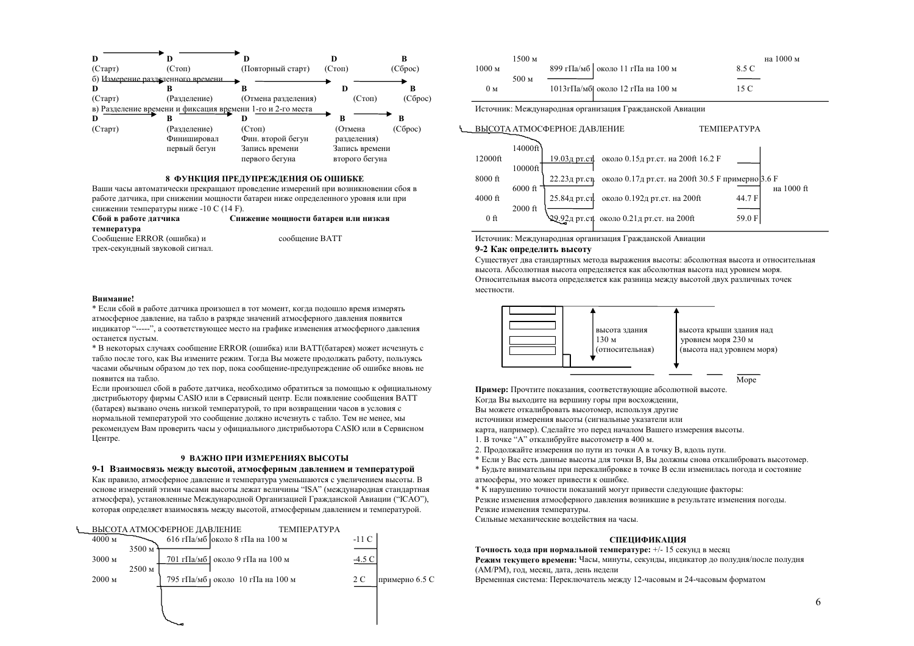| D | D | D | D | B |
|---|---|---|---|---|
| (Старт) | (Стоп) | (Повторный старт) | (Стоп) | (Сброс) |

б) Измерение разделенного времени

| D | B | B | D | B |
|---|---|---|---|---|
| (Старт) | (Разделение) | (Отмена разделения) | (Стоп) | (Сброс) |

в) Разделение времени и фиксация времени 1-го и 2-го места

| D | B | D | B | B |
|---|---|---|---|---|
| (Старт) | (Разделение) Финишировал первый бегун | (Стоп) Фин. второй бегун Запись времени первого бегуна | (Отмена разделения) Запись времени второго бегуна | (Сброс) |

## 8 ФУНКЦИЯ ПРЕДУПРЕЖДЕНИЯ ОБ ОШИБКЕ

Ваши часы автоматически прекращают проведение измерений при возникновении сбоя в работе датчика, при снижении мощности батареи ниже определенного уровня или при снижении температуры ниже -10 С (14 F).

| Сбой в работе датчика | Снижение мощности батареи или низкая температура |
|---|---|
| Сообщение ERROR (ошибка) и трех-секундный звуковой сигнал. | сообщение BATT |

**Внимание!**

* Если сбой в работе датчика произошел в тот момент, когда подошло время измерять атмосферное давление, на табло в разряде значений атмосферного давления появится индикатор "-----", а соответствующее место на графике изменения атмосферного давления останется пустым.
* В некоторых случаях сообщение ERROR (ошибка) или BATT(батарея) может исчезнуть с табло после того, как Вы измените режим. Тогда Вы можете продолжать работу, пользуясь часами обычным образом до тех пор, пока сообщение-предупреждение об ошибке вновь не появится на табло.

Если произошел сбой в работе датчика, необходимо обратиться за помощью к официальному дистрибьютору фирмы CASIO или в Сервисный центр. Если появление сообщения BATT (батарея) вызвано очень низкой температурой, то при возвращении часов в условия с нормальной температурой это сообщение должно исчезнуть с табло. Тем не менее, мы рекомендуем Вам проверить часы у официального дистрибьютора CASIO или в Сервисном Центре.

## 9 ВАЖНО ПРИ ИЗМЕРЕНИЯХ ВЫСОТЫ

### 9-1 Взаимосвязь между высотой, атмосферным давлением и температурой

Как правило, атмосферное давление и температура уменьшаются с увеличением высоты. В основе измерений этими часами высоты лежат величины "ISA" (международная стандартная атмосфера), установленные Международной Организацией Гражданской Авиации ("ICAO"), которая определяет взаимосвязь между высотой, атмосферным давлением и температурой.

| ВЫСОТА | АТМОСФЕРНОЕ ДАВЛЕНИЕ | | ТЕМПЕРАТУРА | |
|---|---|---|---|---|
| 4000 м | 616 гПа/мб | | -11 С | |
| 3500 м | | около 8 гПа на 100 м | | |
| 3000 м | 701 гПа/мб | | -4.5 С | |
| 2500 м | | около 9 гПа на 100 м | | |
| 2000 м | 795 гПа/мб | | 2 С | примерно 6.5 С |
| 1500 м | | около 10 гПа на 100 м | | на 1000 м |
| 1000 м | 899 гПа/мб | | 8.5 С | |
| 500 м | | около 11 гПа на 100 м | | |
| 0 м | 1013гПа/мб | около 12 гПа на 100 м | 15 С | |

Источник: Международная организация Гражданской Авиации

| ВЫСОТА | АТМОСФЕРНОЕ ДАВЛЕНИЕ | | ТЕМПЕРАТУРА | |
|---|---|---|---|---|
| 14000ft | | | | |
| 12000ft | 19.03д рт.ст. | около 0.15д рт.ст. на 200ft | 16.2 F | |
| 10000ft | | | | |
| 8000 ft | 22.23д рт.ст. | около 0.17д рт.ст. на 200ft | 30.5 F | примерно 3.6 F |
| 6000 ft | | | | на 1000 ft |
| 4000 ft | 25.84д рт.ст. | около 0.192д рт.ст. на 200ft | 44.7 F | |
| 2000 ft | | | | |
| 0 ft | 29.92д рт.ст. | около 0.21д рт.ст. на 200ft | 59.0 F | |

Источник: Международная организация Гражданской Авиации

### 9-2 Как определить высоту

Существует два стандартных метода выражения высоты: абсолютная высота и относительная высота. Абсолютная высота определяется как абсолютная высота над уровнем моря. Относительная высота определяется как разница между высотой двух различных точек местности.

высота здания 130 м (относительная) | высота крыши здания над уровнем моря 230 м (высота над уровнем моря) | Море

**Пример:** Прочтите показания, соответствующие абсолютной высоте.
Когда Вы выходите на вершину горы при восхождении,
Вы можете откалибровать высотомер, используя другие источники измерения высоты (сигнальные указатели или карта, например). Сделайте это перед началом Вашего измерения высоты.

1. В точке "А" откалибруйте высотометр в 400 м.
2. Продолжайте измерения по пути из точки А в точку В, вдоль пути.

* Если у Вас есть данные высоты для точки В, Вы должны снова откалибровать высотомер.
* Будьте внимательны при перекалибровке в точке В если изменилась погода и состояние атмосферы, это может привести к ошибке.
* К нарушению точности показаний могут привести следующие факторы:

Резкие изменения атмосферного давления возникшие в результате изменения погоды.
Резкие изменения температуры.
Сильные механические воздействия на часы.

## СПЕЦИФИКАЦИЯ

**Точность хода при нормальной температуре:** +/- 15 секунд в месяц
**Режим текущего времени:** Часы, минуты, секунды, индикатор до полудня/после полудня (AM/PM), год, месяц, дата, день недели
Временная система: Переключатель между 12-часовым и 24-часовым форматом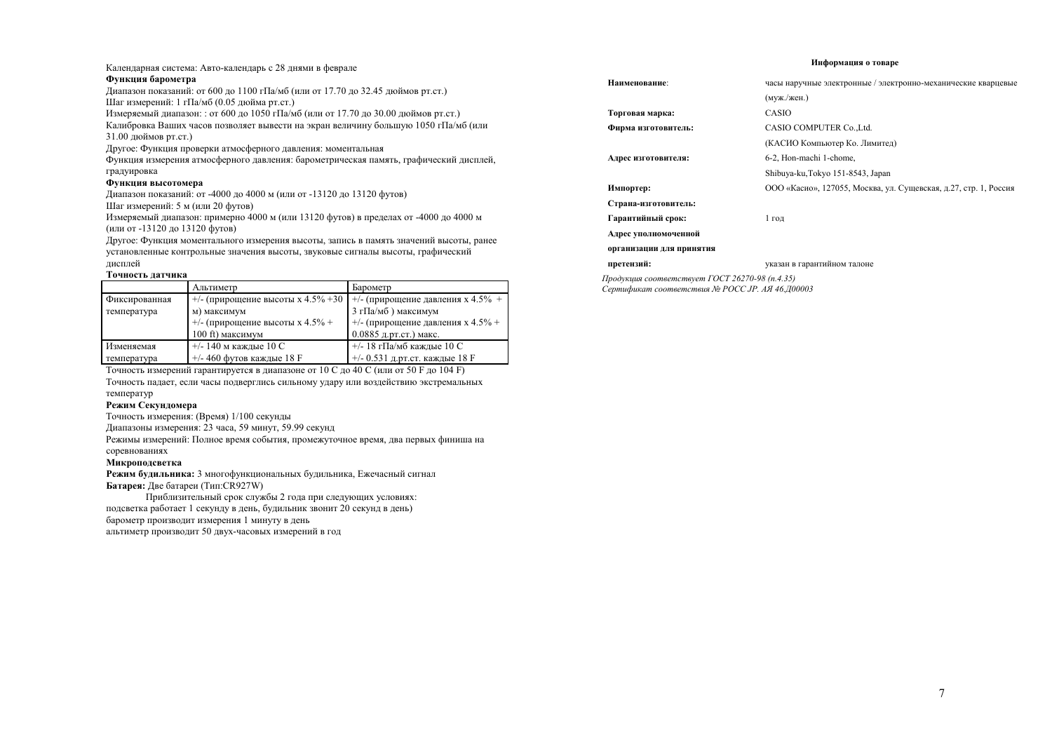Календарная система: Авто-календарь с 28 днями в феврале

**Функция барометра**

Диапазон показаний: от 600 до 1100 гПа/мб (или от 17.70 до 32.45 дюймов рт.ст.)
Шаг измерений: 1 гПа/мб (0.05 дюйма рт.ст.)
Измеряемый диапазон: : от 600 до 1050 гПа/мб (или от 17.70 до 30.00 дюймов рт.ст.)
Калибровка Ваших часов позволяет вывести на экран величину большую 1050 гПа/мб (или 31.00 дюймов рт.ст.)
Другое: Функция проверки атмосферного давления: моментальная
Функция измерения атмосферного давления: барометрическая память, графический дисплей, градуировка

**Функция высотомера**

Диапазон показаний: от -4000 до 4000 м (или от -13120 до 13120 футов)
Шаг измерений: 5 м (или 20 футов)
Измеряемый диапазон: примерно 4000 м (или 13120 футов) в пределах от -4000 до 4000 м (или от -13120 до 13120 футов)
Другое: Функция моментального измерения высоты, запись в память значений высоты, ранее установленные контрольные значения высоты, звуковые сигналы высоты, графический дисплей

**Точность датчика**

| | Альтиметр | Барометр |
|---|---|---|
| Фиксированная температура | +/- (приращение высоты x 4.5% +30 м) максимум<br>+/- (приращение высоты x 4.5% + 100 ft) максимум | +/- (приращение давления x 4.5% + 3 гПа/мб ) максимум<br>+/- (приращение давления x 4.5% + 0.0885 д.рт.ст.) макс. |
| Изменяемая температура | +/- 140 м каждые 10 С<br>+/- 460 футов каждые 18 F | +/- 18 гПа/мб каждые 10 С<br>+/- 0.531 д.рт.ст. каждые 18 F |

Точность измерений гарантируется в диапазоне от 10 С до 40 С (или от 50 F до 104 F)
Точность падает, если часы подверглись сильному удару или воздействию экстремальных температур

**Режим Секундомера**

Точность измерения: (Время) 1/100 секунды
Диапазоны измерения: 23 часа, 59 минут, 59.99 секунд
Режимы измерений: Полное время события, промежуточное время, два первых финиша на соревнованиях

**Микроподсветка**

**Режим будильника:** 3 многофункциональных будильника, Ежечасный сигнал

**Батарея:** Две батареи (Тип:CR927W)

Приблизительный срок службы 2 года при следующих условиях:
подсветка работает 1 секунду в день, будильник звонит 20 секунд в день)
барометр производит измерения 1 минуту в день
альтиметр производит 50 двух-часовых измерений в год

**Информация о товаре**

| | |
|---|---|
| **Наименование**: | часы наручные электронные / электронно-механические кварцевые (муж./жен.) |
| **Торговая марка:** | CASIO |
| **Фирма изготовитель:** | CASIO COMPUTER Co.,Ltd.<br>(КАСИО Компьютер Ко. Лимитед) |
| **Адрес изготовителя:** | 6-2, Hon-machi 1-chome,<br>Shibuya-ku,Tokyo 151-8543, Japan |
| **Импортер:** | ООО «Касио», 127055, Москва, ул. Сущевская, д.27, стр. 1, Россия |
| **Страна-изготовитель:** | |
| **Гарантийный срок:** | 1 год |
| **Адрес уполномоченной организации для принятия претензий:** | указан в гарантийном талоне |

*Продукция соответствует ГОСТ 26270-98 (п.4.35)*
*Сертификат соответствия № РОСС JP. АЯ 46.Д00003*